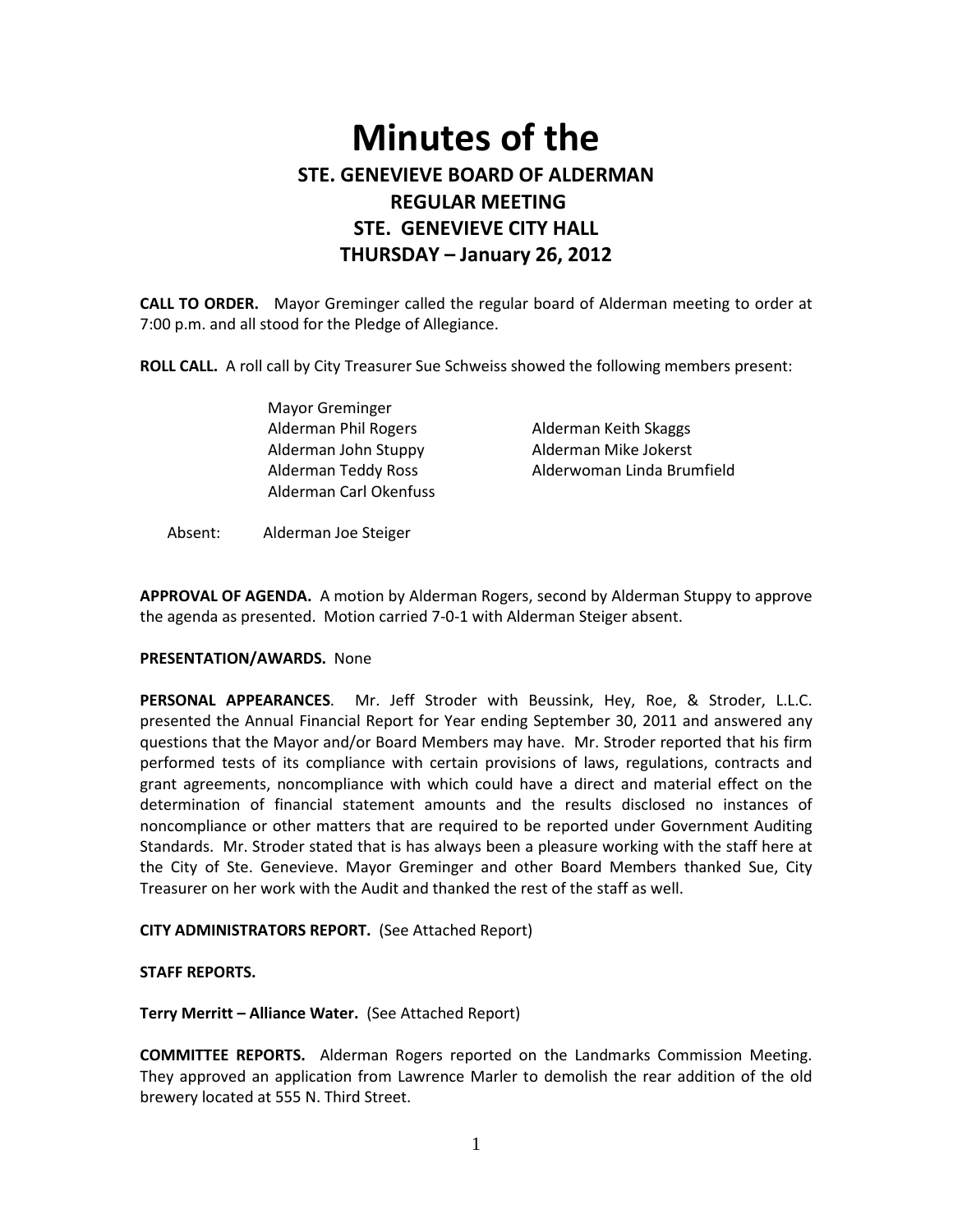# Minutes of the

## STE. GENEVIEVE BOARD OF ALDERMAN
## REGULAR MEETING
## STE. GENEVIEVE CITY HALL
## THURSDAY – January 26, 2012

**CALL TO ORDER.** Mayor Greminger called the regular board of Alderman meeting to order at 7:00 p.m. and all stood for the Pledge of Allegiance.

**ROLL CALL.** A roll call by City Treasurer Sue Schweiss showed the following members present:

Mayor Greminger
Alderman Phil Rogers
Alderman John Stuppy
Alderman Teddy Ross
Alderman Carl Okenfuss
Alderman Keith Skaggs
Alderman Mike Jokerst
Alderwoman Linda Brumfield

Absent: Alderman Joe Steiger

**APPROVAL OF AGENDA.** A motion by Alderman Rogers, second by Alderman Stuppy to approve the agenda as presented. Motion carried 7-0-1 with Alderman Steiger absent.

**PRESENTATION/AWARDS.** None

**PERSONAL APPEARANCES**. Mr. Jeff Stroder with Beussink, Hey, Roe, & Stroder, L.L.C. presented the Annual Financial Report for Year ending September 30, 2011 and answered any questions that the Mayor and/or Board Members may have. Mr. Stroder reported that his firm performed tests of its compliance with certain provisions of laws, regulations, contracts and grant agreements, noncompliance with which could have a direct and material effect on the determination of financial statement amounts and the results disclosed no instances of noncompliance or other matters that are required to be reported under Government Auditing Standards. Mr. Stroder stated that is has always been a pleasure working with the staff here at the City of Ste. Genevieve. Mayor Greminger and other Board Members thanked Sue, City Treasurer on her work with the Audit and thanked the rest of the staff as well.

**CITY ADMINISTRATORS REPORT.** (See Attached Report)

**STAFF REPORTS.**

**Terry Merritt – Alliance Water.** (See Attached Report)

**COMMITTEE REPORTS.** Alderman Rogers reported on the Landmarks Commission Meeting. They approved an application from Lawrence Marler to demolish the rear addition of the old brewery located at 555 N. Third Street.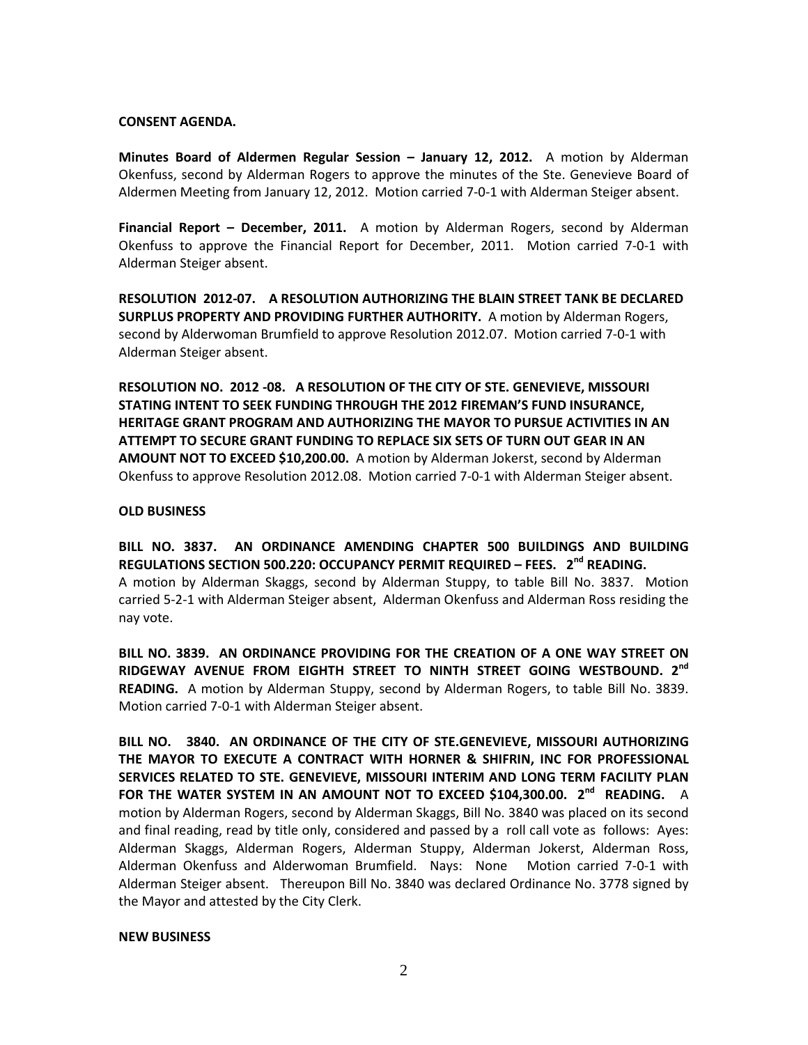**CONSENT AGENDA.**

**Minutes Board of Aldermen Regular Session – January 12, 2012.** A motion by Alderman Okenfuss, second by Alderman Rogers to approve the minutes of the Ste. Genevieve Board of Aldermen Meeting from January 12, 2012. Motion carried 7-0-1 with Alderman Steiger absent.

**Financial Report – December, 2011.** A motion by Alderman Rogers, second by Alderman Okenfuss to approve the Financial Report for December, 2011. Motion carried 7-0-1 with Alderman Steiger absent.

**RESOLUTION 2012-07. A RESOLUTION AUTHORIZING THE BLAIN STREET TANK BE DECLARED SURPLUS PROPERTY AND PROVIDING FURTHER AUTHORITY.** A motion by Alderman Rogers, second by Alderwoman Brumfield to approve Resolution 2012.07. Motion carried 7-0-1 with Alderman Steiger absent.

**RESOLUTION NO. 2012 -08. A RESOLUTION OF THE CITY OF STE. GENEVIEVE, MISSOURI STATING INTENT TO SEEK FUNDING THROUGH THE 2012 FIREMAN'S FUND INSURANCE, HERITAGE GRANT PROGRAM AND AUTHORIZING THE MAYOR TO PURSUE ACTIVITIES IN AN ATTEMPT TO SECURE GRANT FUNDING TO REPLACE SIX SETS OF TURN OUT GEAR IN AN AMOUNT NOT TO EXCEED $10,200.00.** A motion by Alderman Jokerst, second by Alderman Okenfuss to approve Resolution 2012.08. Motion carried 7-0-1 with Alderman Steiger absent.

**OLD BUSINESS**

**BILL NO. 3837. AN ORDINANCE AMENDING CHAPTER 500 BUILDINGS AND BUILDING REGULATIONS SECTION 500.220: OCCUPANCY PERMIT REQUIRED – FEES. 2nd READING.** A motion by Alderman Skaggs, second by Alderman Stuppy, to table Bill No. 3837. Motion carried 5-2-1 with Alderman Steiger absent, Alderman Okenfuss and Alderman Ross residing the nay vote.

**BILL NO. 3839. AN ORDINANCE PROVIDING FOR THE CREATION OF A ONE WAY STREET ON RIDGEWAY AVENUE FROM EIGHTH STREET TO NINTH STREET GOING WESTBOUND. 2nd READING.** A motion by Alderman Stuppy, second by Alderman Rogers, to table Bill No. 3839. Motion carried 7-0-1 with Alderman Steiger absent.

**BILL NO. 3840. AN ORDINANCE OF THE CITY OF STE.GENEVIEVE, MISSOURI AUTHORIZING THE MAYOR TO EXECUTE A CONTRACT WITH HORNER & SHIFRIN, INC FOR PROFESSIONAL SERVICES RELATED TO STE. GENEVIEVE, MISSOURI INTERIM AND LONG TERM FACILITY PLAN FOR THE WATER SYSTEM IN AN AMOUNT NOT TO EXCEED $104,300.00. 2nd READING.** A motion by Alderman Rogers, second by Alderman Skaggs, Bill No. 3840 was placed on its second and final reading, read by title only, considered and passed by a roll call vote as follows: Ayes: Alderman Skaggs, Alderman Rogers, Alderman Stuppy, Alderman Jokerst, Alderman Ross, Alderman Okenfuss and Alderwoman Brumfield. Nays: None Motion carried 7-0-1 with Alderman Steiger absent. Thereupon Bill No. 3840 was declared Ordinance No. 3778 signed by the Mayor and attested by the City Clerk.

**NEW BUSINESS**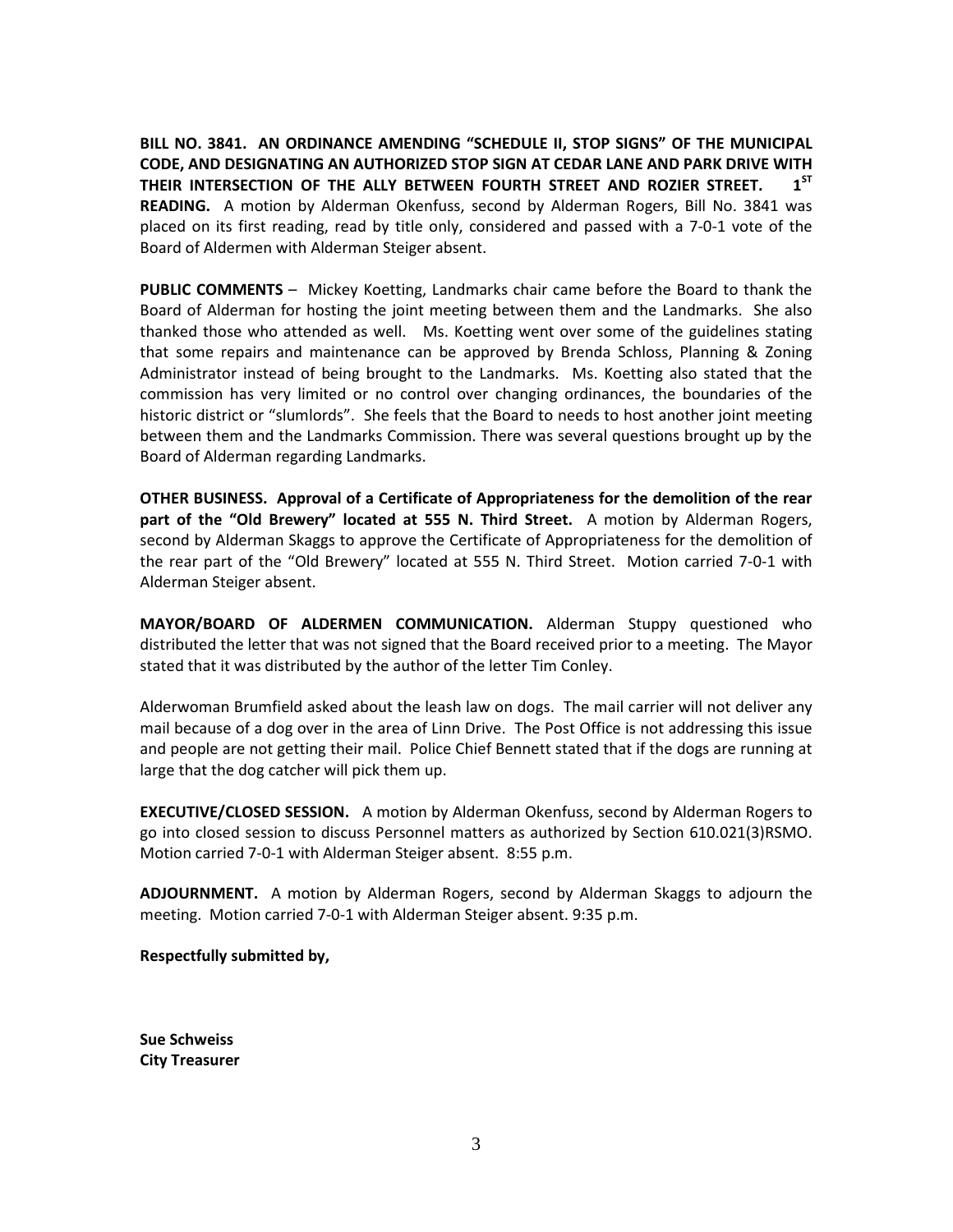**BILL NO. 3841. AN ORDINANCE AMENDING "SCHEDULE II, STOP SIGNS" OF THE MUNICIPAL CODE, AND DESIGNATING AN AUTHORIZED STOP SIGN AT CEDAR LANE AND PARK DRIVE WITH THEIR INTERSECTION OF THE ALLY BETWEEN FOURTH STREET AND ROZIER STREET. 1ST READING.** A motion by Alderman Okenfuss, second by Alderman Rogers, Bill No. 3841 was placed on its first reading, read by title only, considered and passed with a 7-0-1 vote of the Board of Aldermen with Alderman Steiger absent.

**PUBLIC COMMENTS** – Mickey Koetting, Landmarks chair came before the Board to thank the Board of Alderman for hosting the joint meeting between them and the Landmarks. She also thanked those who attended as well. Ms. Koetting went over some of the guidelines stating that some repairs and maintenance can be approved by Brenda Schloss, Planning & Zoning Administrator instead of being brought to the Landmarks. Ms. Koetting also stated that the commission has very limited or no control over changing ordinances, the boundaries of the historic district or "slumlords". She feels that the Board to needs to host another joint meeting between them and the Landmarks Commission. There was several questions brought up by the Board of Alderman regarding Landmarks.

**OTHER BUSINESS. Approval of a Certificate of Appropriateness for the demolition of the rear part of the "Old Brewery" located at 555 N. Third Street.** A motion by Alderman Rogers, second by Alderman Skaggs to approve the Certificate of Appropriateness for the demolition of the rear part of the "Old Brewery" located at 555 N. Third Street. Motion carried 7-0-1 with Alderman Steiger absent.

**MAYOR/BOARD OF ALDERMEN COMMUNICATION.** Alderman Stuppy questioned who distributed the letter that was not signed that the Board received prior to a meeting. The Mayor stated that it was distributed by the author of the letter Tim Conley.

Alderwoman Brumfield asked about the leash law on dogs. The mail carrier will not deliver any mail because of a dog over in the area of Linn Drive. The Post Office is not addressing this issue and people are not getting their mail. Police Chief Bennett stated that if the dogs are running at large that the dog catcher will pick them up.

**EXECUTIVE/CLOSED SESSION.** A motion by Alderman Okenfuss, second by Alderman Rogers to go into closed session to discuss Personnel matters as authorized by Section 610.021(3)RSMO. Motion carried 7-0-1 with Alderman Steiger absent. 8:55 p.m.

**ADJOURNMENT.** A motion by Alderman Rogers, second by Alderman Skaggs to adjourn the meeting. Motion carried 7-0-1 with Alderman Steiger absent. 9:35 p.m.

**Respectfully submitted by,**

**Sue Schweiss**
**City Treasurer**